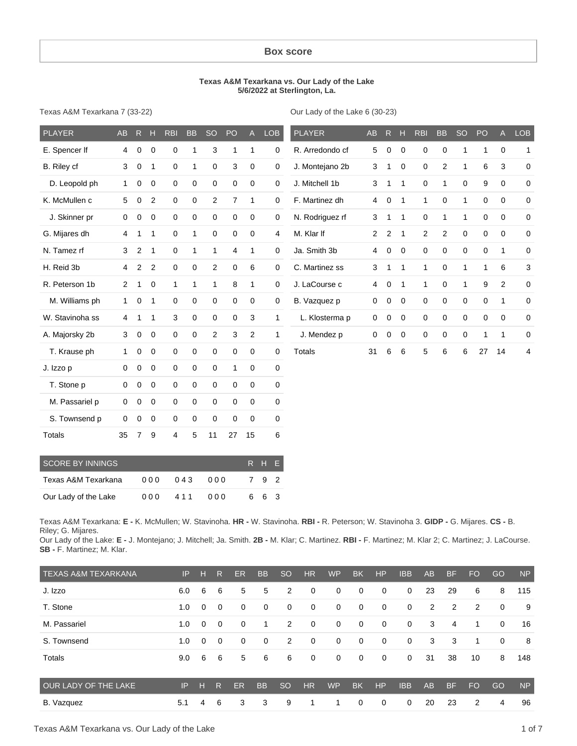## Box score

**Texas A&M Texarkana vs. Our Lady of the Lake**
**5/6/2022 at Sterlington, La.**

Texas A&M Texarkana 7 (33-22)

| PLAYER | AB | R | H | RBI | BB | SO | PO | A | LOB |
|---|---|---|---|---|---|---|---|---|---|
| E. Spencer lf | 4 | 0 | 0 | 0 | 1 | 3 | 1 | 1 | 0 |
| B. Riley cf | 3 | 0 | 1 | 0 | 1 | 0 | 3 | 0 | 0 |
| D. Leopold ph | 1 | 0 | 0 | 0 | 0 | 0 | 0 | 0 | 0 |
| K. McMullen c | 5 | 0 | 2 | 0 | 0 | 2 | 7 | 1 | 0 |
| J. Skinner pr | 0 | 0 | 0 | 0 | 0 | 0 | 0 | 0 | 0 |
| G. Mijares dh | 4 | 1 | 1 | 0 | 1 | 0 | 0 | 0 | 4 |
| N. Tamez rf | 3 | 2 | 1 | 0 | 1 | 1 | 4 | 1 | 0 |
| H. Reid 3b | 4 | 2 | 2 | 0 | 0 | 2 | 0 | 6 | 0 |
| R. Peterson 1b | 2 | 1 | 0 | 1 | 1 | 1 | 8 | 1 | 0 |
| M. Williams ph | 1 | 0 | 1 | 0 | 0 | 0 | 0 | 0 | 0 |
| W. Stavinoha ss | 4 | 1 | 1 | 3 | 0 | 0 | 0 | 3 | 1 |
| A. Majorsky 2b | 3 | 0 | 0 | 0 | 0 | 2 | 3 | 2 | 1 |
| T. Krause ph | 1 | 0 | 0 | 0 | 0 | 0 | 0 | 0 | 0 |
| J. Izzo p | 0 | 0 | 0 | 0 | 0 | 0 | 1 | 0 | 0 |
| T. Stone p | 0 | 0 | 0 | 0 | 0 | 0 | 0 | 0 | 0 |
| M. Passariel p | 0 | 0 | 0 | 0 | 0 | 0 | 0 | 0 | 0 |
| S. Townsend p | 0 | 0 | 0 | 0 | 0 | 0 | 0 | 0 | 0 |
| Totals | 35 | 7 | 9 | 4 | 5 | 11 | 27 | 15 | 6 |

Our Lady of the Lake 6 (30-23)

| PLAYER | AB | R | H | RBI | BB | SO | PO | A | LOB |
|---|---|---|---|---|---|---|---|---|---|
| R. Arredondo cf | 5 | 0 | 0 | 0 | 0 | 1 | 1 | 0 | 1 |
| J. Montejano 2b | 3 | 1 | 0 | 0 | 2 | 1 | 6 | 3 | 0 |
| J. Mitchell 1b | 3 | 1 | 1 | 0 | 1 | 0 | 9 | 0 | 0 |
| F. Martinez dh | 4 | 0 | 1 | 1 | 0 | 1 | 0 | 0 | 0 |
| N. Rodriguez rf | 3 | 1 | 1 | 0 | 1 | 1 | 0 | 0 | 0 |
| M. Klar lf | 2 | 2 | 1 | 2 | 2 | 0 | 0 | 0 | 0 |
| Ja. Smith 3b | 4 | 0 | 0 | 0 | 0 | 0 | 0 | 1 | 0 |
| C. Martinez ss | 3 | 1 | 1 | 1 | 0 | 1 | 1 | 6 | 3 |
| J. LaCourse c | 4 | 0 | 1 | 1 | 0 | 1 | 9 | 2 | 0 |
| B. Vazquez p | 0 | 0 | 0 | 0 | 0 | 0 | 0 | 1 | 0 |
| L. Klosterma p | 0 | 0 | 0 | 0 | 0 | 0 | 0 | 0 | 0 |
| J. Mendez p | 0 | 0 | 0 | 0 | 0 | 0 | 1 | 1 | 0 |
| Totals | 31 | 6 | 6 | 5 | 6 | 6 | 27 | 14 | 4 |

| SCORE BY INNINGS | | | | R | H | E |
|---|---|---|---|---|---|---|
| Texas A&M Texarkana | 000 | 043 | 000 | 7 | 9 | 2 |
| Our Lady of the Lake | 000 | 411 | 000 | 6 | 6 | 3 |

Texas A&M Texarkana: **E -** K. McMullen; W. Stavinoha. **HR -** W. Stavinoha. **RBI -** R. Peterson; W. Stavinoha 3. **GIDP -** G. Mijares. **CS -** B. Riley; G. Mijares.
Our Lady of the Lake: **E -** J. Montejano; J. Mitchell; Ja. Smith. **2B -** M. Klar; C. Martinez. **RBI -** F. Martinez; M. Klar 2; C. Martinez; J. LaCourse. **SB -** F. Martinez; M. Klar.

| TEXAS A&M TEXARKANA | IP | H | R | ER | BB | SO | HR | WP | BK | HP | IBB | AB | BF | FO | GO | NP |
|---|---|---|---|---|---|---|---|---|---|---|---|---|---|---|---|---|
| J. Izzo | 6.0 | 6 | 6 | 5 | 5 | 2 | 0 | 0 | 0 | 0 | 0 | 23 | 29 | 6 | 8 | 115 |
| T. Stone | 1.0 | 0 | 0 | 0 | 0 | 0 | 0 | 0 | 0 | 0 | 0 | 2 | 2 | 2 | 0 | 9 |
| M. Passariel | 1.0 | 0 | 0 | 0 | 1 | 2 | 0 | 0 | 0 | 0 | 0 | 3 | 4 | 1 | 0 | 16 |
| S. Townsend | 1.0 | 0 | 0 | 0 | 0 | 2 | 0 | 0 | 0 | 0 | 0 | 3 | 3 | 1 | 0 | 8 |
| Totals | 9.0 | 6 | 6 | 5 | 6 | 6 | 0 | 0 | 0 | 0 | 0 | 31 | 38 | 10 | 8 | 148 |

| OUR LADY OF THE LAKE | IP | H | R | ER | BB | SO | HR | WP | BK | HP | IBB | AB | BF | FO | GO | NP |
|---|---|---|---|---|---|---|---|---|---|---|---|---|---|---|---|---|
| B. Vazquez | 5.1 | 4 | 6 | 3 | 3 | 9 | 1 | 1 | 0 | 0 | 0 | 20 | 23 | 2 | 4 | 96 |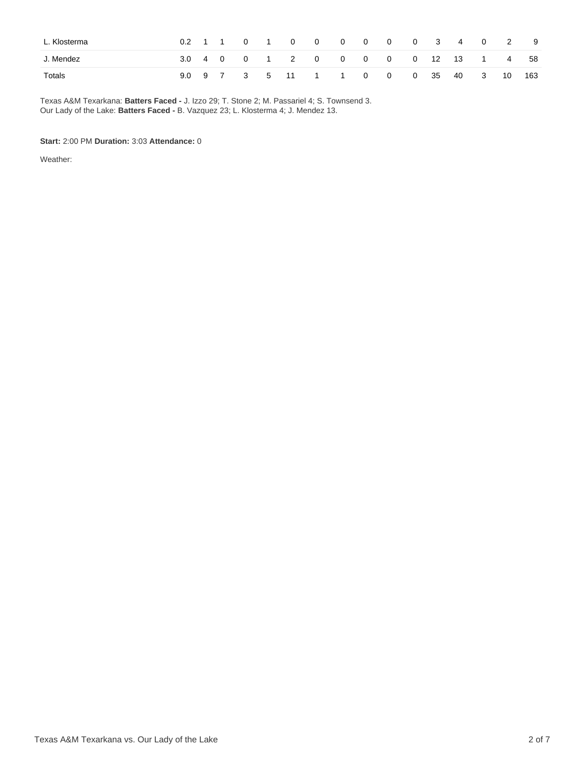| | | | | | | | | | | | | | | | | |
|---|---|---|---|---|---|---|---|---|---|---|---|---|---|---|---|---|
| L. Klosterma | 0.2 | 1 | 1 | 0 | 1 | 0 | 0 | 0 | 0 | 0 | 0 | 3 | 4 | 0 | 2 | 9 |
| J. Mendez | 3.0 | 4 | 0 | 0 | 1 | 2 | 0 | 0 | 0 | 0 | 0 | 12 | 13 | 1 | 4 | 58 |
| Totals | 9.0 | 9 | 7 | 3 | 5 | 11 | 1 | 1 | 0 | 0 | 0 | 35 | 40 | 3 | 10 | 163 |

Texas A&M Texarkana: **Batters Faced -** J. Izzo 29; T. Stone 2; M. Passariel 4; S. Townsend 3.
Our Lady of the Lake: **Batters Faced -** B. Vazquez 23; L. Klosterma 4; J. Mendez 13.

**Start:** 2:00 PM **Duration:** 3:03 **Attendance:** 0

Weather: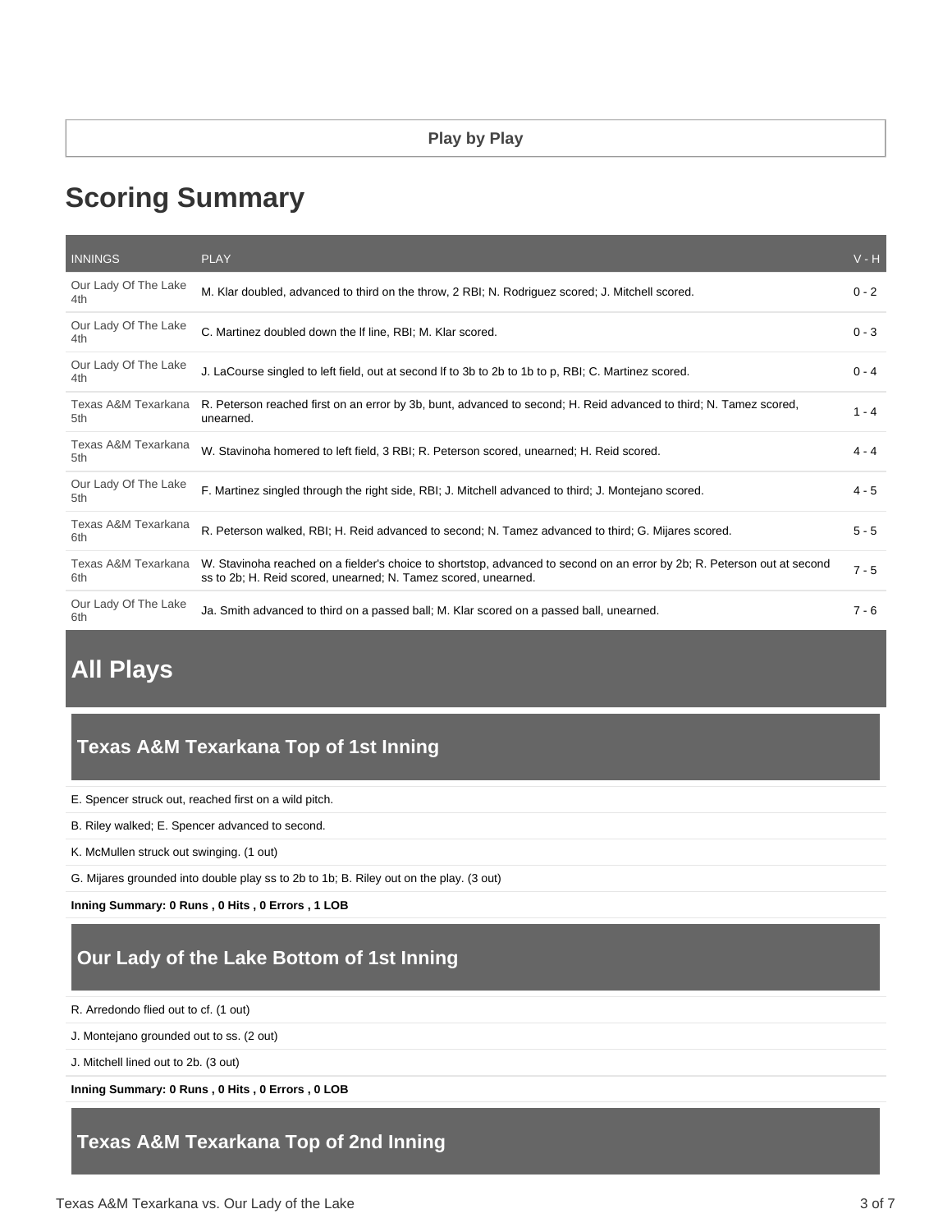Play by Play

# Scoring Summary

| INNINGS | PLAY | V - H |
|---|---|---|
| Our Lady Of The Lake 4th | M. Klar doubled, advanced to third on the throw, 2 RBI; N. Rodriguez scored; J. Mitchell scored. | 0 - 2 |
| Our Lady Of The Lake 4th | C. Martinez doubled down the lf line, RBI; M. Klar scored. | 0 - 3 |
| Our Lady Of The Lake 4th | J. LaCourse singled to left field, out at second lf to 3b to 2b to 1b to p, RBI; C. Martinez scored. | 0 - 4 |
| Texas A&M Texarkana 5th | R. Peterson reached first on an error by 3b, bunt, advanced to second; H. Reid advanced to third; N. Tamez scored, unearned. | 1 - 4 |
| Texas A&M Texarkana 5th | W. Stavinoha homered to left field, 3 RBI; R. Peterson scored, unearned; H. Reid scored. | 4 - 4 |
| Our Lady Of The Lake 5th | F. Martinez singled through the right side, RBI; J. Mitchell advanced to third; J. Montejano scored. | 4 - 5 |
| Texas A&M Texarkana 6th | R. Peterson walked, RBI; H. Reid advanced to second; N. Tamez advanced to third; G. Mijares scored. | 5 - 5 |
| Texas A&M Texarkana 6th | W. Stavinoha reached on a fielder's choice to shortstop, advanced to second on an error by 2b; R. Peterson out at second ss to 2b; H. Reid scored, unearned; N. Tamez scored, unearned. | 7 - 5 |
| Our Lady Of The Lake 6th | Ja. Smith advanced to third on a passed ball; M. Klar scored on a passed ball, unearned. | 7 - 6 |

## All Plays

### Texas A&M Texarkana Top of 1st Inning

E. Spencer struck out, reached first on a wild pitch.

B. Riley walked; E. Spencer advanced to second.

K. McMullen struck out swinging. (1 out)

G. Mijares grounded into double play ss to 2b to 1b; B. Riley out on the play. (3 out)

**Inning Summary: 0 Runs , 0 Hits , 0 Errors , 1 LOB**

### Our Lady of the Lake Bottom of 1st Inning

R. Arredondo flied out to cf. (1 out)

J. Montejano grounded out to ss. (2 out)

J. Mitchell lined out to 2b. (3 out)

**Inning Summary: 0 Runs , 0 Hits , 0 Errors , 0 LOB**

### Texas A&M Texarkana Top of 2nd Inning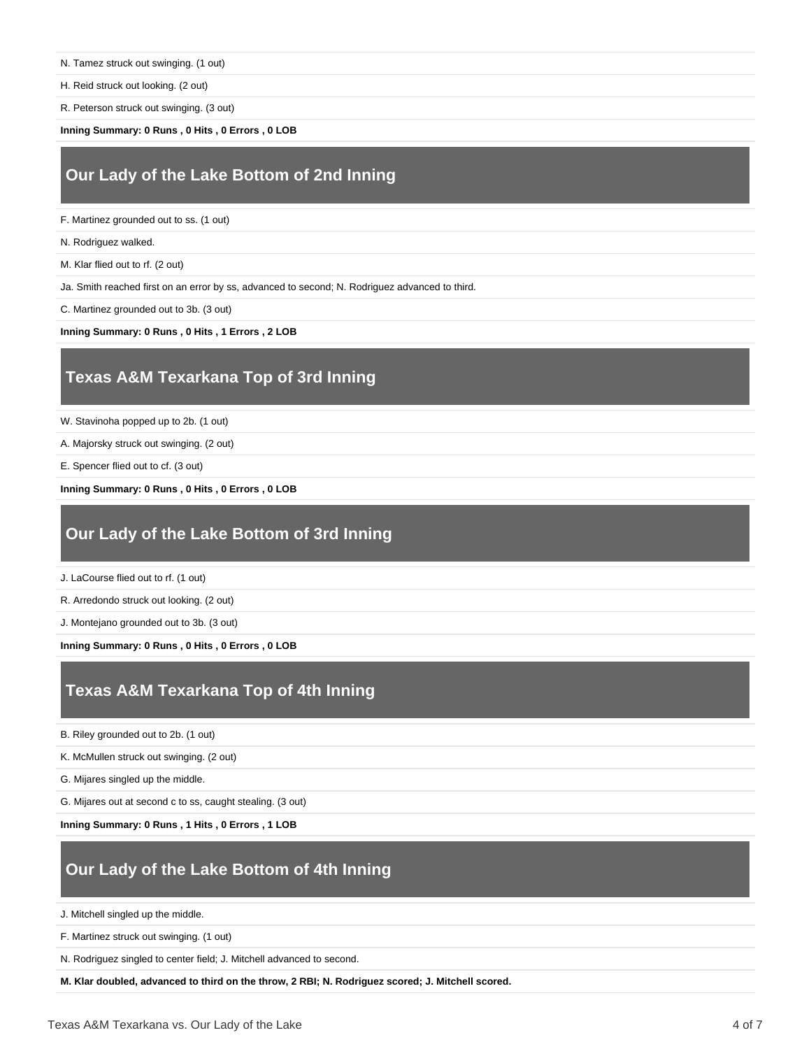N. Tamez struck out swinging. (1 out)

H. Reid struck out looking. (2 out)

R. Peterson struck out swinging. (3 out)

**Inning Summary: 0 Runs , 0 Hits , 0 Errors , 0 LOB**

## Our Lady of the Lake Bottom of 2nd Inning

F. Martinez grounded out to ss. (1 out)

N. Rodriguez walked.

M. Klar flied out to rf. (2 out)

Ja. Smith reached first on an error by ss, advanced to second; N. Rodriguez advanced to third.

C. Martinez grounded out to 3b. (3 out)

**Inning Summary: 0 Runs , 0 Hits , 1 Errors , 2 LOB**

## Texas A&M Texarkana Top of 3rd Inning

W. Stavinoha popped up to 2b. (1 out)

A. Majorsky struck out swinging. (2 out)

E. Spencer flied out to cf. (3 out)

**Inning Summary: 0 Runs , 0 Hits , 0 Errors , 0 LOB**

## Our Lady of the Lake Bottom of 3rd Inning

J. LaCourse flied out to rf. (1 out)

R. Arredondo struck out looking. (2 out)

J. Montejano grounded out to 3b. (3 out)

**Inning Summary: 0 Runs , 0 Hits , 0 Errors , 0 LOB**

## Texas A&M Texarkana Top of 4th Inning

B. Riley grounded out to 2b. (1 out)

K. McMullen struck out swinging. (2 out)

G. Mijares singled up the middle.

G. Mijares out at second c to ss, caught stealing. (3 out)

**Inning Summary: 0 Runs , 1 Hits , 0 Errors , 1 LOB**

## Our Lady of the Lake Bottom of 4th Inning

J. Mitchell singled up the middle.

F. Martinez struck out swinging. (1 out)

N. Rodriguez singled to center field; J. Mitchell advanced to second.

**M. Klar doubled, advanced to third on the throw, 2 RBI; N. Rodriguez scored; J. Mitchell scored.**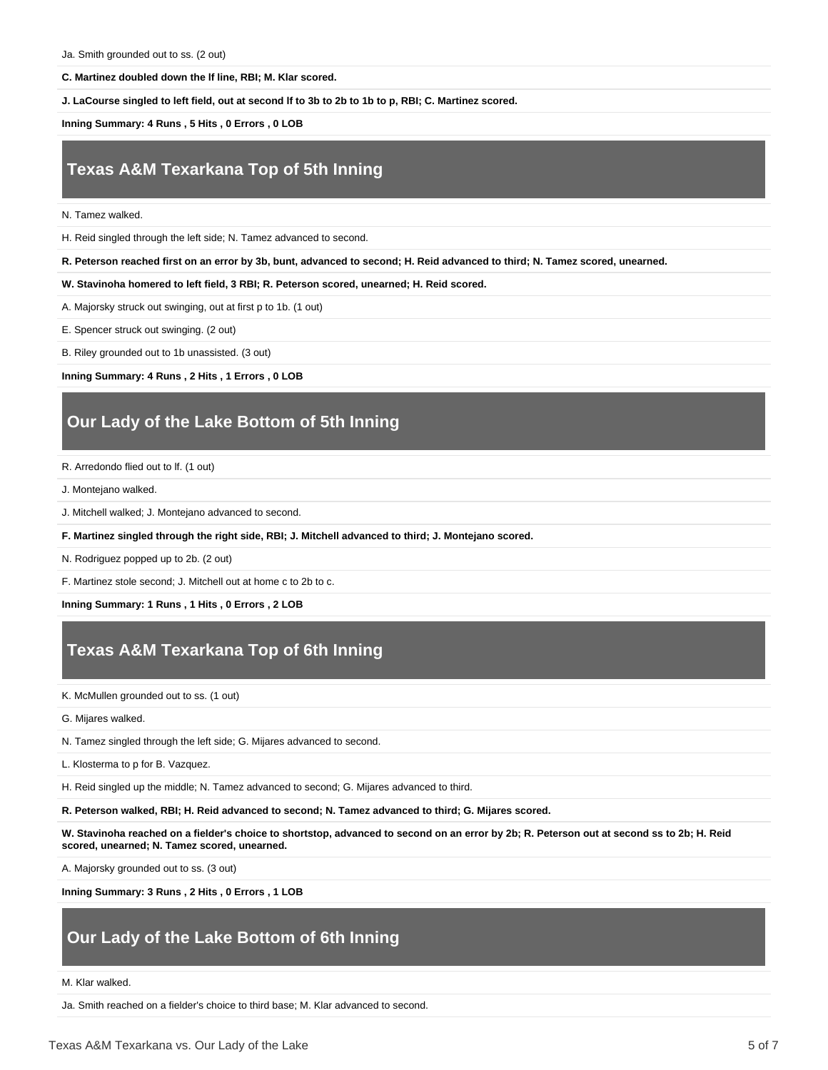Ja. Smith grounded out to ss. (2 out)

**C. Martinez doubled down the lf line, RBI; M. Klar scored.**

**J. LaCourse singled to left field, out at second lf to 3b to 2b to 1b to p, RBI; C. Martinez scored.**

**Inning Summary: 4 Runs , 5 Hits , 0 Errors , 0 LOB**

## Texas A&M Texarkana Top of 5th Inning

N. Tamez walked.

H. Reid singled through the left side; N. Tamez advanced to second.

**R. Peterson reached first on an error by 3b, bunt, advanced to second; H. Reid advanced to third; N. Tamez scored, unearned.**

**W. Stavinoha homered to left field, 3 RBI; R. Peterson scored, unearned; H. Reid scored.**

A. Majorsky struck out swinging, out at first p to 1b. (1 out)

E. Spencer struck out swinging. (2 out)

B. Riley grounded out to 1b unassisted. (3 out)

**Inning Summary: 4 Runs , 2 Hits , 1 Errors , 0 LOB**

## Our Lady of the Lake Bottom of 5th Inning

R. Arredondo flied out to lf. (1 out)

J. Montejano walked.

J. Mitchell walked; J. Montejano advanced to second.

**F. Martinez singled through the right side, RBI; J. Mitchell advanced to third; J. Montejano scored.**

N. Rodriguez popped up to 2b. (2 out)

F. Martinez stole second; J. Mitchell out at home c to 2b to c.

**Inning Summary: 1 Runs , 1 Hits , 0 Errors , 2 LOB**

## Texas A&M Texarkana Top of 6th Inning

K. McMullen grounded out to ss. (1 out)

G. Mijares walked.

N. Tamez singled through the left side; G. Mijares advanced to second.

L. Klosterma to p for B. Vazquez.

H. Reid singled up the middle; N. Tamez advanced to second; G. Mijares advanced to third.

**R. Peterson walked, RBI; H. Reid advanced to second; N. Tamez advanced to third; G. Mijares scored.**

**W. Stavinoha reached on a fielder's choice to shortstop, advanced to second on an error by 2b; R. Peterson out at second ss to 2b; H. Reid scored, unearned; N. Tamez scored, unearned.**

A. Majorsky grounded out to ss. (3 out)

**Inning Summary: 3 Runs , 2 Hits , 0 Errors , 1 LOB**

## Our Lady of the Lake Bottom of 6th Inning

M. Klar walked.

Ja. Smith reached on a fielder's choice to third base; M. Klar advanced to second.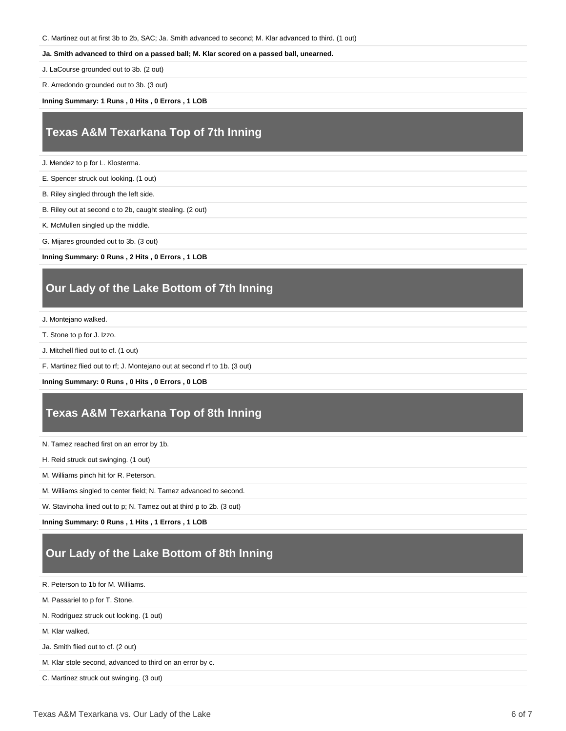C. Martinez out at first 3b to 2b, SAC; Ja. Smith advanced to second; M. Klar advanced to third. (1 out)

**Ja. Smith advanced to third on a passed ball; M. Klar scored on a passed ball, unearned.**

J. LaCourse grounded out to 3b. (2 out)

R. Arredondo grounded out to 3b. (3 out)

**Inning Summary: 1 Runs , 0 Hits , 0 Errors , 1 LOB**

## Texas A&M Texarkana Top of 7th Inning

J. Mendez to p for L. Klosterma.

E. Spencer struck out looking. (1 out)

B. Riley singled through the left side.

B. Riley out at second c to 2b, caught stealing. (2 out)

K. McMullen singled up the middle.

G. Mijares grounded out to 3b. (3 out)

**Inning Summary: 0 Runs , 2 Hits , 0 Errors , 1 LOB**

## Our Lady of the Lake Bottom of 7th Inning

J. Montejano walked.

T. Stone to p for J. Izzo.

J. Mitchell flied out to cf. (1 out)

F. Martinez flied out to rf; J. Montejano out at second rf to 1b. (3 out)

**Inning Summary: 0 Runs , 0 Hits , 0 Errors , 0 LOB**

## Texas A&M Texarkana Top of 8th Inning

N. Tamez reached first on an error by 1b.

H. Reid struck out swinging. (1 out)

M. Williams pinch hit for R. Peterson.

M. Williams singled to center field; N. Tamez advanced to second.

W. Stavinoha lined out to p; N. Tamez out at third p to 2b. (3 out)

**Inning Summary: 0 Runs , 1 Hits , 1 Errors , 1 LOB**

## Our Lady of the Lake Bottom of 8th Inning

R. Peterson to 1b for M. Williams.

M. Passariel to p for T. Stone.

N. Rodriguez struck out looking. (1 out)

M. Klar walked.

Ja. Smith flied out to cf. (2 out)

M. Klar stole second, advanced to third on an error by c.

C. Martinez struck out swinging. (3 out)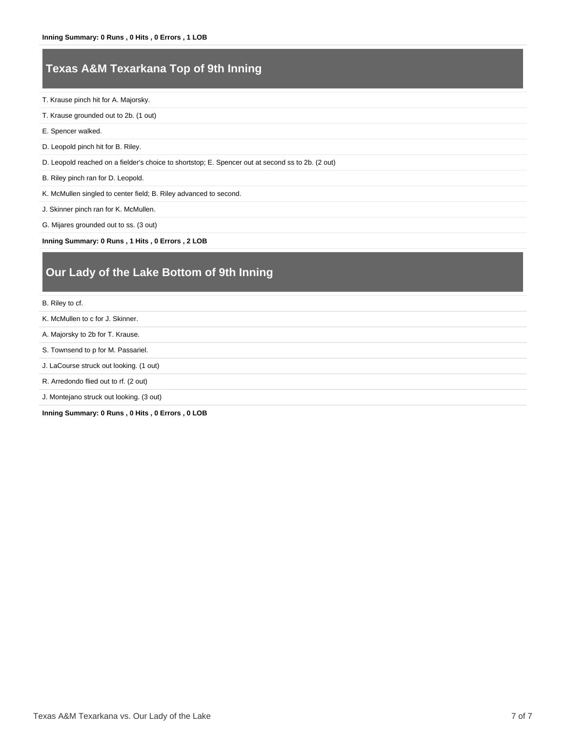**Inning Summary: 0 Runs , 0 Hits , 0 Errors , 1 LOB**

## Texas A&M Texarkana Top of 9th Inning

T. Krause pinch hit for A. Majorsky.

T. Krause grounded out to 2b. (1 out)

E. Spencer walked.

D. Leopold pinch hit for B. Riley.

D. Leopold reached on a fielder's choice to shortstop; E. Spencer out at second ss to 2b. (2 out)

B. Riley pinch ran for D. Leopold.

K. McMullen singled to center field; B. Riley advanced to second.

J. Skinner pinch ran for K. McMullen.

G. Mijares grounded out to ss. (3 out)

**Inning Summary: 0 Runs , 1 Hits , 0 Errors , 2 LOB**

## Our Lady of the Lake Bottom of 9th Inning

B. Riley to cf.

K. McMullen to c for J. Skinner.

A. Majorsky to 2b for T. Krause.

S. Townsend to p for M. Passariel.

J. LaCourse struck out looking. (1 out)

R. Arredondo flied out to rf. (2 out)

J. Montejano struck out looking. (3 out)

**Inning Summary: 0 Runs , 0 Hits , 0 Errors , 0 LOB**